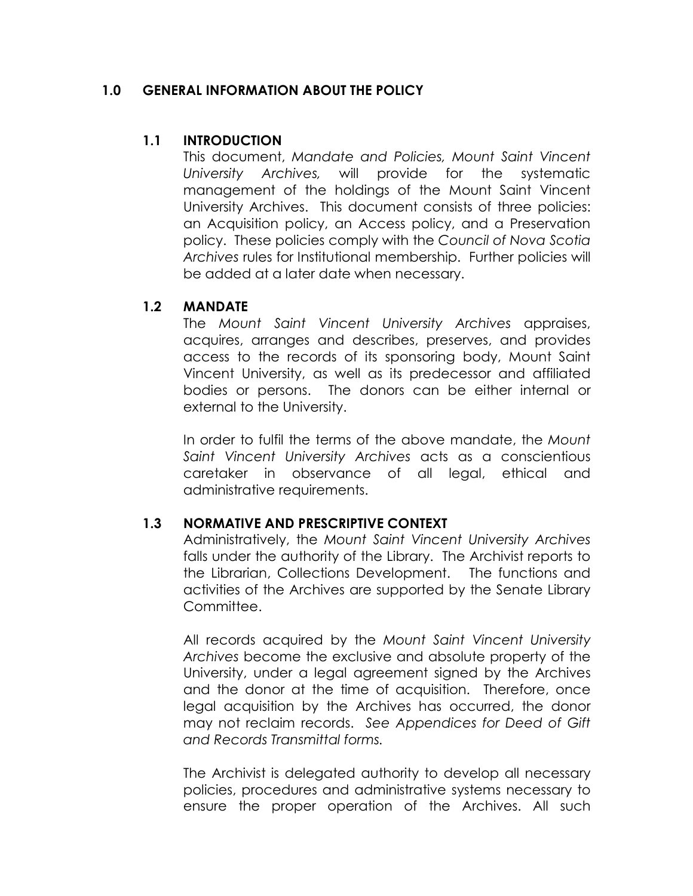# 1.0 GENERAL INFORMATION ABOUT THE POLICY

## 1.1 INTRODUCTION

This document, *Mandate and Policies, Mount Saint Vincent University Archives,* will provide for the systematic management of the holdings of the Mount Saint Vincent University Archives. This document consists of three policies: an Acquisition policy, an Access policy, and a Preservation policy. These policies comply with the *Council of Nova Scotia Archives* rules for Institutional membership. Further policies will be added at a later date when necessary.

## 1.2 MANDATE

The *Mount Saint Vincent University Archives* appraises, acquires, arranges and describes, preserves, and provides access to the records of its sponsoring body, Mount Saint Vincent University, as well as its predecessor and affiliated bodies or persons. The donors can be either internal or external to the University.

In order to fulfil the terms of the above mandate, the *Mount Saint Vincent University Archives* acts as a conscientious caretaker in observance of all legal, ethical and administrative requirements.

## 1.3 NORMATIVE AND PRESCRIPTIVE CONTEXT

Administratively, the *Mount Saint Vincent University Archives* falls under the authority of the Library. The Archivist reports to the Librarian, Collections Development. The functions and activities of the Archives are supported by the Senate Library Committee.

All records acquired by the *Mount Saint Vincent University Archives* become the exclusive and absolute property of the University, under a legal agreement signed by the Archives and the donor at the time of acquisition. Therefore, once legal acquisition by the Archives has occurred, the donor may not reclaim records. *See Appendices for Deed of Gift and Records Transmittal forms.*

The Archivist is delegated authority to develop all necessary policies, procedures and administrative systems necessary to ensure the proper operation of the Archives. All such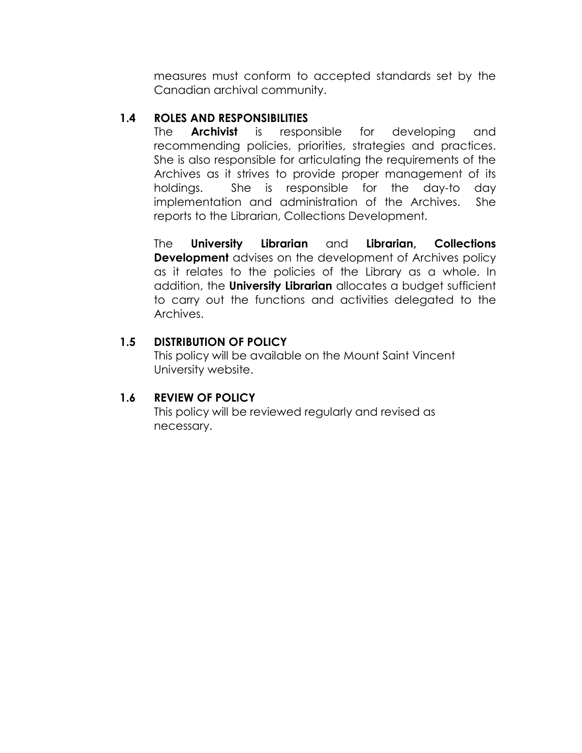measures must conform to accepted standards set by the Canadian archival community.

### 1.4 ROLES AND RESPONSIBILITIES

The **Archivist** is responsible for developing and recommending policies, priorities, strategies and practices. She is also responsible for articulating the requirements of the Archives as it strives to provide proper management of its holdings. She is responsible for the day-to day implementation and administration of the Archives. She reports to the Librarian, Collections Development.

The **University Librarian** and **Librarian, Collections Development** advises on the development of Archives policy as it relates to the policies of the Library as a whole. In addition, the **University Librarian** allocates a budget sufficient to carry out the functions and activities delegated to the Archives.

### 1.5 DISTRIBUTION OF POLICY

This policy will be available on the Mount Saint Vincent University website.

### 1.6 REVIEW OF POLICY

This policy will be reviewed regularly and revised as necessary.